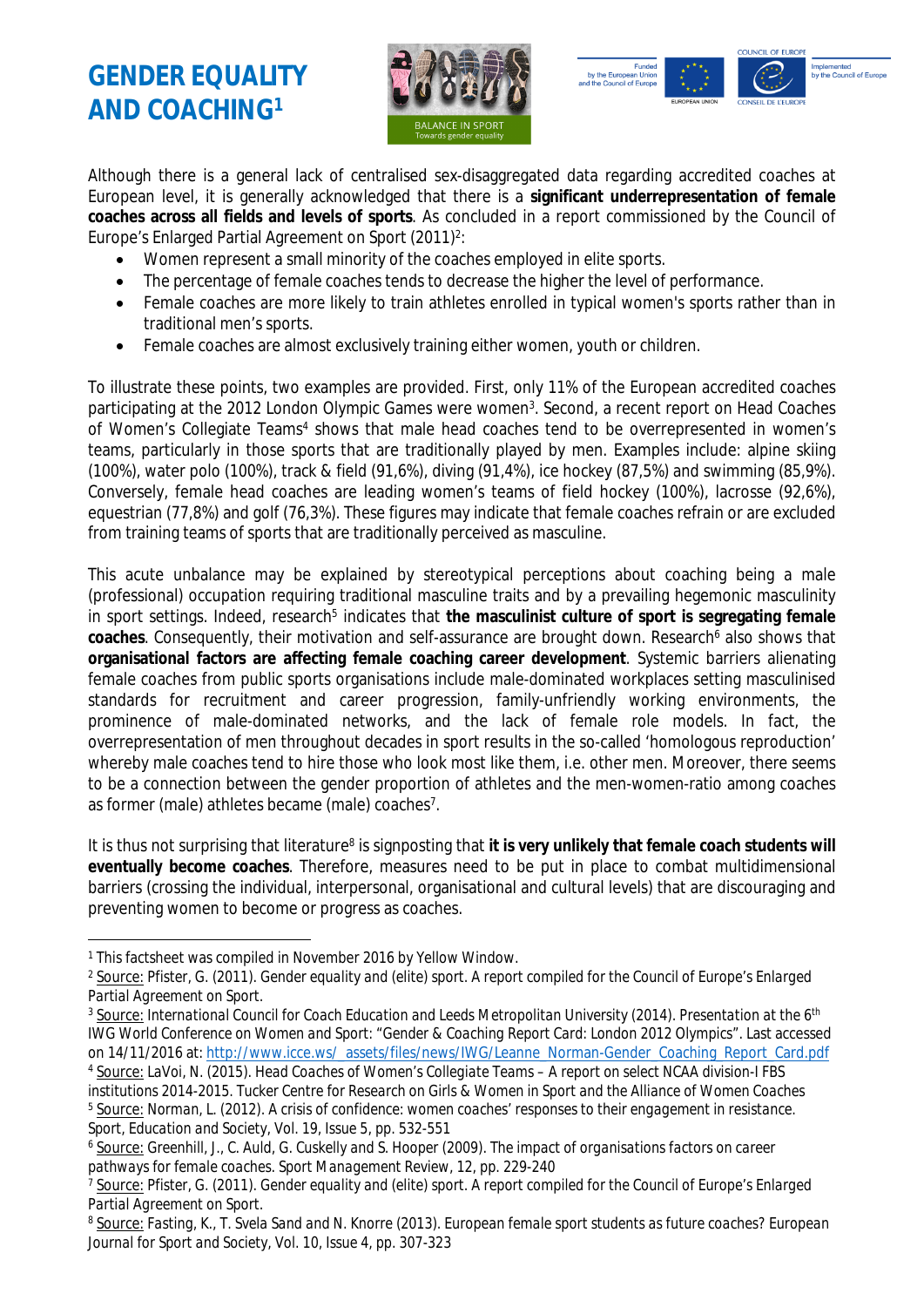# GENDER EQUALITY AND COACHING[1]

Although there is a general lack of centralised sex-disaggregated data regarding accredited coaches at European level, it is generally acknowledged that there is a **significant underrepresentation of female coaches across all fields and levels of sports**. As concluded in a report commissioned by the Council of Europe's Enlarged Partial Agreement on Sport (2011)[2]:

- Women represent a small minority of the coaches employed in elite sports.
- The percentage of female coaches tends to decrease the higher the level of performance.
- Female coaches are more likely to train athletes enrolled in typical women's sports rather than in traditional men's sports.
- Female coaches are almost exclusively training either women, youth or children.

To illustrate these points, two examples are provided. First, only 11% of the European accredited coaches participating at the 2012 London Olympic Games were women[3]. Second, a recent report on Head Coaches of Women's Collegiate Teams[4] shows that male head coaches tend to be overrepresented in women's teams, particularly in those sports that are traditionally played by men. Examples include: alpine skiing (100%), water polo (100%), track & field (91,6%), diving (91,4%), ice hockey (87,5%) and swimming (85,9%). Conversely, female head coaches are leading women's teams of field hockey (100%), lacrosse (92,6%), equestrian (77,8%) and golf (76,3%). These figures may indicate that female coaches refrain or are excluded from training teams of sports that are traditionally perceived as masculine.

This acute unbalance may be explained by stereotypical perceptions about coaching being a male (professional) occupation requiring traditional masculine traits and by a prevailing hegemonic masculinity in sport settings. Indeed, research[5] indicates that **the masculinist culture of sport is segregating female coaches**. Consequently, their motivation and self-assurance are brought down. Research[6] also shows that **organisational factors are affecting female coaching career development**. Systemic barriers alienating female coaches from public sports organisations include male-dominated workplaces setting masculinised standards for recruitment and career progression, family-unfriendly working environments, the prominence of male-dominated networks, and the lack of female role models. In fact, the overrepresentation of men throughout decades in sport results in the so-called 'homologous reproduction' whereby male coaches tend to hire those who look most like them, i.e. other men. Moreover, there seems to be a connection between the gender proportion of athletes and the men-women-ratio among coaches as former (male) athletes became (male) coaches[7].

It is thus not surprising that literature[8] is signposting that **it is very unlikely that female coach students will eventually become coaches**. Therefore, measures need to be put in place to combat multidimensional barriers (crossing the individual, interpersonal, organisational and cultural levels) that are discouraging and preventing women to become or progress as coaches.

---

[1] This factsheet was compiled in November 2016 by Yellow Window.

[2] Source: Pfister, G. (2011). Gender equality and (elite) sport. A report compiled for the Council of Europe's Enlarged Partial Agreement on Sport.

[3] Source: International Council for Coach Education and Leeds Metropolitan University (2014). Presentation at the 6th IWG World Conference on Women and Sport: "Gender & Coaching Report Card: London 2012 Olympics". Last accessed on 14/11/2016 at: http://www.icce.ws/_assets/files/news/IWG/Leanne_Norman-Gender_Coaching_Report_Card.pdf

[4] Source: LaVoi, N. (2015). Head Coaches of Women's Collegiate Teams – A report on select NCAA division-I FBS institutions 2014-2015. Tucker Centre for Research on Girls & Women in Sport and the Alliance of Women Coaches

[5] Source: Norman, L. (2012). A crisis of confidence: women coaches' responses to their engagement in resistance. Sport, Education and Society, Vol. 19, Issue 5, pp. 532-551

[6] Source: Greenhill, J., C. Auld, G. Cuskelly and S. Hooper (2009). The impact of organisations factors on career pathways for female coaches. Sport Management Review, 12, pp. 229-240

[7] Source: Pfister, G. (2011). Gender equality and (elite) sport. A report compiled for the Council of Europe's Enlarged Partial Agreement on Sport.

[8] Source: Fasting, K., T. Svela Sand and N. Knorre (2013). European female sport students as future coaches? European Journal for Sport and Society, Vol. 10, Issue 4, pp. 307-323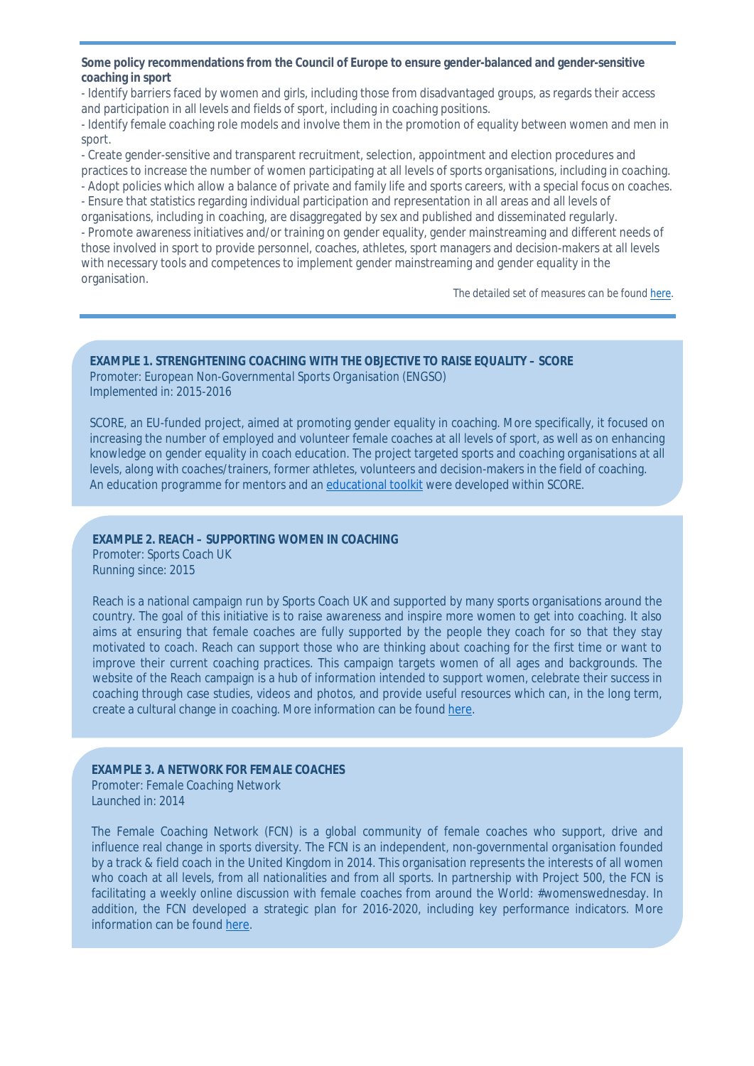**Some policy recommendations from the Council of Europe to ensure gender-balanced and gender-sensitive coaching in sport**

- Identify barriers faced by women and girls, including those from disadvantaged groups, as regards their access and participation in all levels and fields of sport, including in coaching positions.
- Identify female coaching role models and involve them in the promotion of equality between women and men in sport.
- Create gender-sensitive and transparent recruitment, selection, appointment and election procedures and practices to increase the number of women participating at all levels of sports organisations, including in coaching.
- Adopt policies which allow a balance of private and family life and sports careers, with a special focus on coaches.
- Ensure that statistics regarding individual participation and representation in all areas and all levels of organisations, including in coaching, are disaggregated by sex and published and disseminated regularly.
- Promote awareness initiatives and/or training on gender equality, gender mainstreaming and different needs of those involved in sport to provide personnel, coaches, athletes, sport managers and decision-makers at all levels with necessary tools and competences to implement gender mainstreaming and gender equality in the organisation.

*The detailed set of measures can be found here.*

**EXAMPLE 1. STRENGHTENING COACHING WITH THE OBJECTIVE TO RAISE EQUALITY – SCORE**
Promoter: *European Non-Governmental Sports Organisation (ENGSO)*
Implemented in: 2015-2016

SCORE, an EU-funded project, aimed at promoting gender equality in coaching. More specifically, it focused on increasing the number of employed and volunteer female coaches at all levels of sport, as well as on enhancing knowledge on gender equality in coach education. The project targeted sports and coaching organisations at all levels, along with coaches/trainers, former athletes, volunteers and decision-makers in the field of coaching. An education programme for mentors and an educational toolkit were developed within SCORE.

**EXAMPLE 2. REACH – SUPPORTING WOMEN IN COACHING**
Promoter: Sports Coach UK
Running since: 2015

Reach is a national campaign run by Sports Coach UK and supported by many sports organisations around the country. The goal of this initiative is to raise awareness and inspire more women to get into coaching. It also aims at ensuring that female coaches are fully supported by the people they coach for so that they stay motivated to coach. Reach can support those who are thinking about coaching for the first time or want to improve their current coaching practices. This campaign targets women of all ages and backgrounds. The website of the Reach campaign is a hub of information intended to support women, celebrate their success in coaching through case studies, videos and photos, and provide useful resources which can, in the long term, create a cultural change in coaching. More information can be found here.

**EXAMPLE 3. A NETWORK FOR FEMALE COACHES**
Promoter: *Female Coaching Network*
Launched in: 2014

The Female Coaching Network (FCN) is a global community of female coaches who support, drive and influence real change in sports diversity. The FCN is an independent, non-governmental organisation founded by a track & field coach in the United Kingdom in 2014. This organisation represents the interests of all women who coach at all levels, from all nationalities and from all sports. In partnership with Project 500, the FCN is facilitating a weekly online discussion with female coaches from around the World: #womenswednesday. In addition, the FCN developed a strategic plan for 2016-2020, including key performance indicators. More information can be found here.